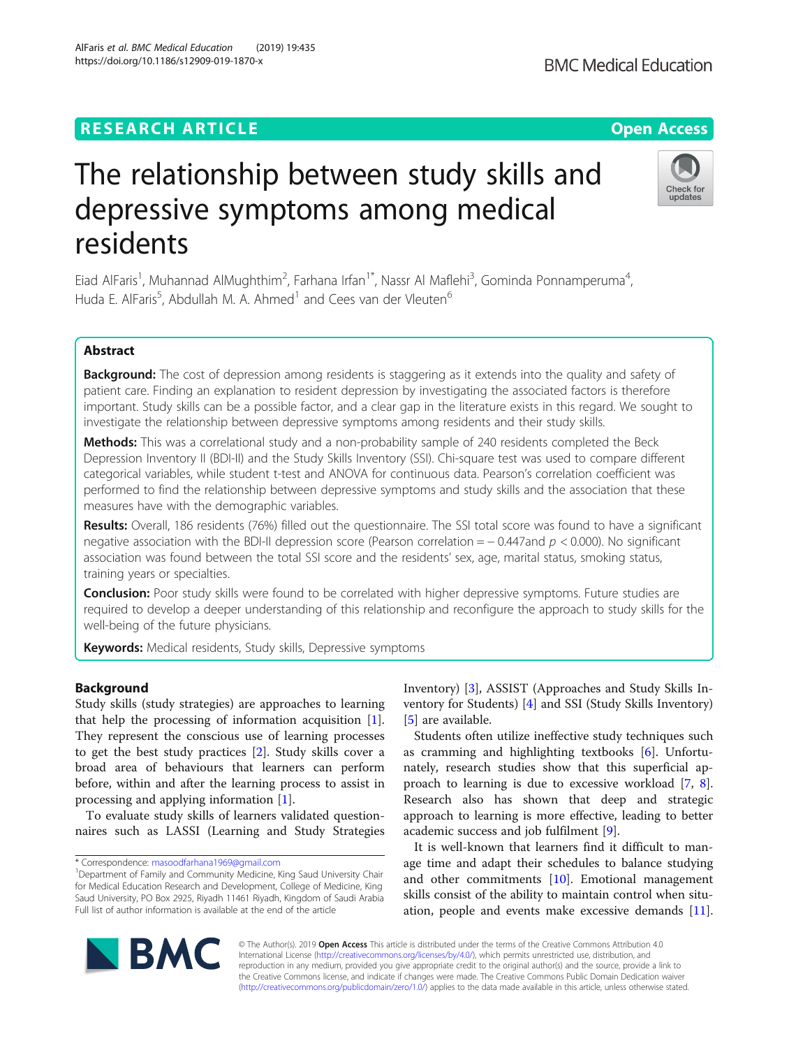RESEARCH ARTICLE

Open Access

# The relationship between study skills and depressive symptoms among medical residents

Eiad AlFaris[1], Muhannad AlMughthim[2], Farhana Irfan[1*], Nassr Al Maflehi[3], Gominda Ponnamperuma[4], Huda E. AlFaris[5], Abdullah M. A. Ahmed[1] and Cees van der Vleuten[6]

## Abstract

**Background:** The cost of depression among residents is staggering as it extends into the quality and safety of patient care. Finding an explanation to resident depression by investigating the associated factors is therefore important. Study skills can be a possible factor, and a clear gap in the literature exists in this regard. We sought to investigate the relationship between depressive symptoms among residents and their study skills.

**Methods:** This was a correlational study and a non-probability sample of 240 residents completed the Beck Depression Inventory II (BDI-II) and the Study Skills Inventory (SSI). Chi-square test was used to compare different categorical variables, while student t-test and ANOVA for continuous data. Pearson's correlation coefficient was performed to find the relationship between depressive symptoms and study skills and the association that these measures have with the demographic variables.

**Results:** Overall, 186 residents (76%) filled out the questionnaire. The SSI total score was found to have a significant negative association with the BDI-II depression score (Pearson correlation = − 0.447and $p < 0.000$). No significant association was found between the total SSI score and the residents' sex, age, marital status, smoking status, training years or specialties.

**Conclusion:** Poor study skills were found to be correlated with higher depressive symptoms. Future studies are required to develop a deeper understanding of this relationship and reconfigure the approach to study skills for the well-being of the future physicians.

**Keywords:** Medical residents, Study skills, Depressive symptoms

## Background

Study skills (study strategies) are approaches to learning that help the processing of information acquisition [1]. They represent the conscious use of learning processes to get the best study practices [2]. Study skills cover a broad area of behaviours that learners can perform before, within and after the learning process to assist in processing and applying information [1].

To evaluate study skills of learners validated questionnaires such as LASSI (Learning and Study Strategies Inventory) [3], ASSIST (Approaches and Study Skills Inventory for Students) [4] and SSI (Study Skills Inventory) [5] are available.

Students often utilize ineffective study techniques such as cramming and highlighting textbooks [6]. Unfortunately, research studies show that this superficial approach to learning is due to excessive workload [7, 8]. Research also has shown that deep and strategic approach to learning is more effective, leading to better academic success and job fulfilment [9].

It is well-known that learners find it difficult to manage time and adapt their schedules to balance studying and other commitments [10]. Emotional management skills consist of the ability to maintain control when situation, people and events make excessive demands [11].

* Correspondence: masoodfarhana1969@gmail.com
[1]Department of Family and Community Medicine, King Saud University Chair for Medical Education Research and Development, College of Medicine, King Saud University, PO Box 2925, Riyadh 11461 Riyadh, Kingdom of Saudi Arabia
Full list of author information is available at the end of the article

© The Author(s). 2019 **Open Access** This article is distributed under the terms of the Creative Commons Attribution 4.0 International License (http://creativecommons.org/licenses/by/4.0/), which permits unrestricted use, distribution, and reproduction in any medium, provided you give appropriate credit to the original author(s) and the source, provide a link to the Creative Commons license, and indicate if changes were made. The Creative Commons Public Domain Dedication waiver (http://creativecommons.org/publicdomain/zero/1.0/) applies to the data made available in this article, unless otherwise stated.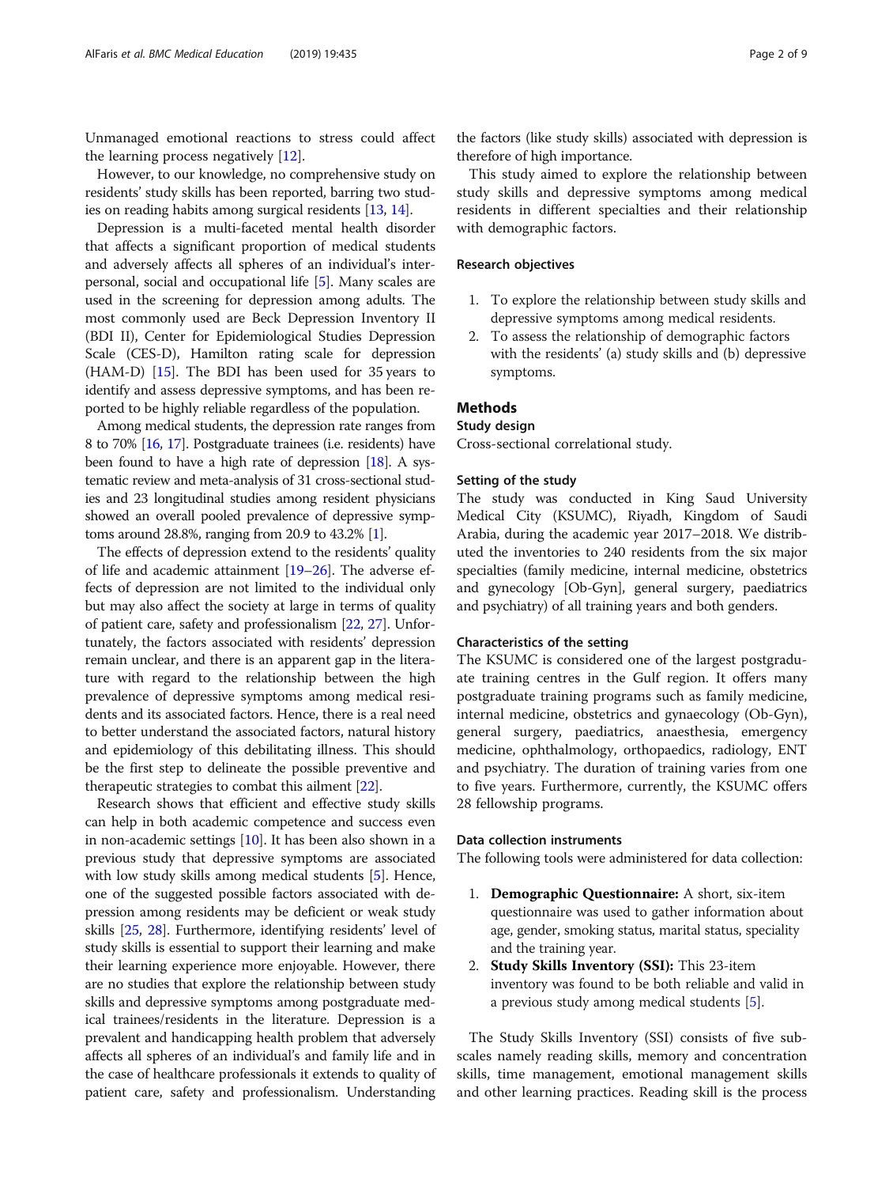Unmanaged emotional reactions to stress could affect the learning process negatively [12].

However, to our knowledge, no comprehensive study on residents' study skills has been reported, barring two studies on reading habits among surgical residents [13, 14].

Depression is a multi-faceted mental health disorder that affects a significant proportion of medical students and adversely affects all spheres of an individual's interpersonal, social and occupational life [5]. Many scales are used in the screening for depression among adults. The most commonly used are Beck Depression Inventory II (BDI II), Center for Epidemiological Studies Depression Scale (CES-D), Hamilton rating scale for depression (HAM-D) [15]. The BDI has been used for 35 years to identify and assess depressive symptoms, and has been reported to be highly reliable regardless of the population.

Among medical students, the depression rate ranges from 8 to 70% [16, 17]. Postgraduate trainees (i.e. residents) have been found to have a high rate of depression [18]. A systematic review and meta-analysis of 31 cross-sectional studies and 23 longitudinal studies among resident physicians showed an overall pooled prevalence of depressive symptoms around 28.8%, ranging from 20.9 to 43.2% [1].

The effects of depression extend to the residents' quality of life and academic attainment [19–26]. The adverse effects of depression are not limited to the individual only but may also affect the society at large in terms of quality of patient care, safety and professionalism [22, 27]. Unfortunately, the factors associated with residents' depression remain unclear, and there is an apparent gap in the literature with regard to the relationship between the high prevalence of depressive symptoms among medical residents and its associated factors. Hence, there is a real need to better understand the associated factors, natural history and epidemiology of this debilitating illness. This should be the first step to delineate the possible preventive and therapeutic strategies to combat this ailment [22].

Research shows that efficient and effective study skills can help in both academic competence and success even in non-academic settings [10]. It has been also shown in a previous study that depressive symptoms are associated with low study skills among medical students [5]. Hence, one of the suggested possible factors associated with depression among residents may be deficient or weak study skills [25, 28]. Furthermore, identifying residents' level of study skills is essential to support their learning and make their learning experience more enjoyable. However, there are no studies that explore the relationship between study skills and depressive symptoms among postgraduate medical trainees/residents in the literature. Depression is a prevalent and handicapping health problem that adversely affects all spheres of an individual's and family life and in the case of healthcare professionals it extends to quality of patient care, safety and professionalism. Understanding the factors (like study skills) associated with depression is therefore of high importance.

This study aimed to explore the relationship between study skills and depressive symptoms among medical residents in different specialties and their relationship with demographic factors.

### Research objectives

1. To explore the relationship between study skills and depressive symptoms among medical residents.
2. To assess the relationship of demographic factors with the residents' (a) study skills and (b) depressive symptoms.

## Methods

### Study design

Cross-sectional correlational study.

### Setting of the study

The study was conducted in King Saud University Medical City (KSUMC), Riyadh, Kingdom of Saudi Arabia, during the academic year 2017–2018. We distributed the inventories to 240 residents from the six major specialties (family medicine, internal medicine, obstetrics and gynecology [Ob-Gyn], general surgery, paediatrics and psychiatry) of all training years and both genders.

### Characteristics of the setting

The KSUMC is considered one of the largest postgraduate training centres in the Gulf region. It offers many postgraduate training programs such as family medicine, internal medicine, obstetrics and gynaecology (Ob-Gyn), general surgery, paediatrics, anaesthesia, emergency medicine, ophthalmology, orthopaedics, radiology, ENT and psychiatry. The duration of training varies from one to five years. Furthermore, currently, the KSUMC offers 28 fellowship programs.

### Data collection instruments

The following tools were administered for data collection:

1. **Demographic Questionnaire:** A short, six-item questionnaire was used to gather information about age, gender, smoking status, marital status, speciality and the training year.
2. **Study Skills Inventory (SSI):** This 23-item inventory was found to be both reliable and valid in a previous study among medical students [5].

The Study Skills Inventory (SSI) consists of five subscales namely reading skills, memory and concentration skills, time management, emotional management skills and other learning practices. Reading skill is the process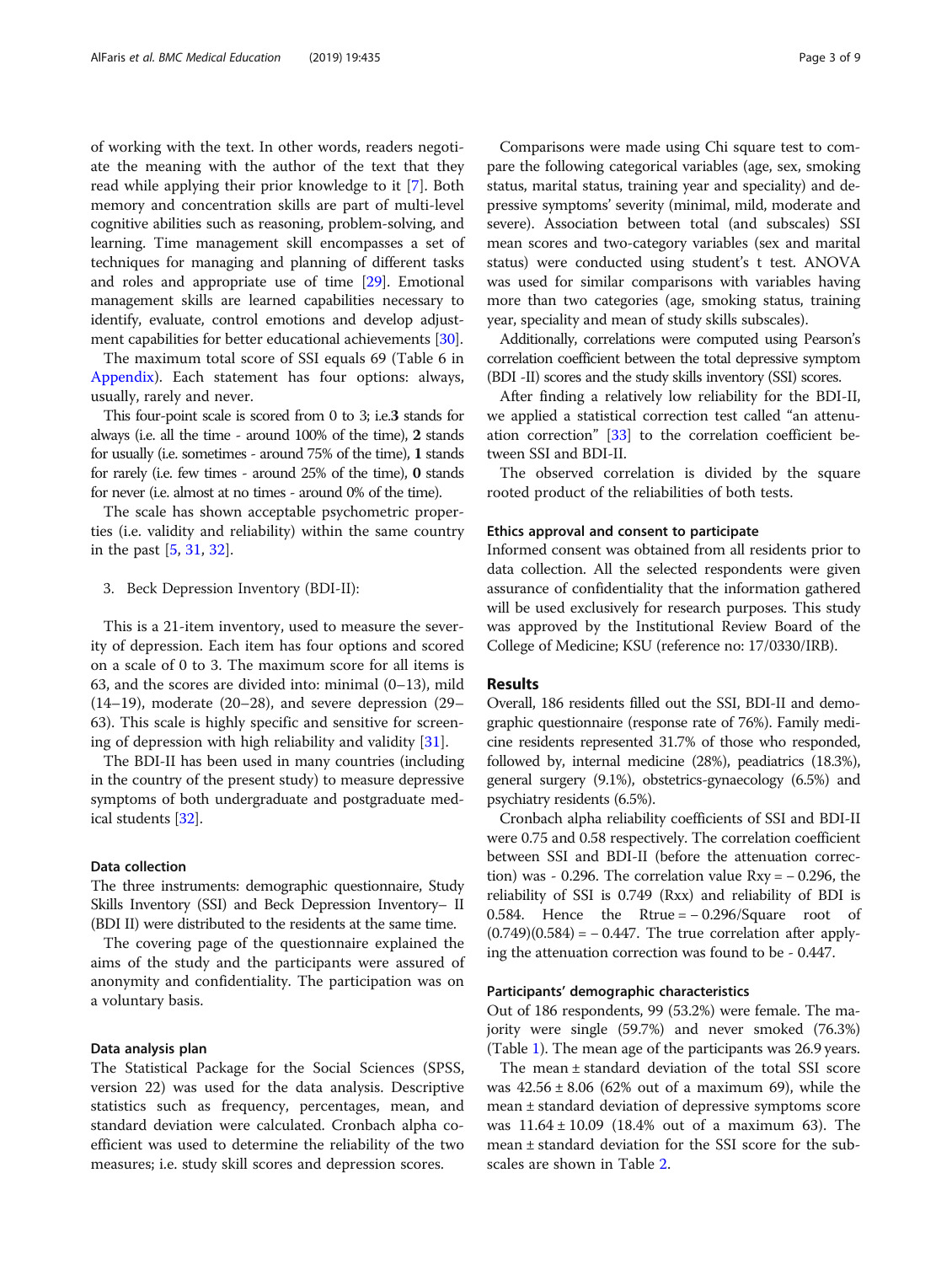of working with the text. In other words, readers negotiate the meaning with the author of the text that they read while applying their prior knowledge to it [7]. Both memory and concentration skills are part of multi-level cognitive abilities such as reasoning, problem-solving, and learning. Time management skill encompasses a set of techniques for managing and planning of different tasks and roles and appropriate use of time [29]. Emotional management skills are learned capabilities necessary to identify, evaluate, control emotions and develop adjustment capabilities for better educational achievements [30].

The maximum total score of SSI equals 69 (Table 6 in Appendix). Each statement has four options: always, usually, rarely and never.

This four-point scale is scored from 0 to 3; i.e.**3** stands for always (i.e. all the time - around 100% of the time), **2** stands for usually (i.e. sometimes - around 75% of the time), **1** stands for rarely (i.e. few times - around 25% of the time), **0** stands for never (i.e. almost at no times - around 0% of the time).

The scale has shown acceptable psychometric properties (i.e. validity and reliability) within the same country in the past [5, 31, 32].

3. Beck Depression Inventory (BDI-II):

This is a 21-item inventory, used to measure the severity of depression. Each item has four options and scored on a scale of 0 to 3. The maximum score for all items is 63, and the scores are divided into: minimal (0–13), mild (14–19), moderate (20–28), and severe depression (29–63). This scale is highly specific and sensitive for screening of depression with high reliability and validity [31].

The BDI-II has been used in many countries (including in the country of the present study) to measure depressive symptoms of both undergraduate and postgraduate medical students [32].

#### Data collection

The three instruments: demographic questionnaire, Study Skills Inventory (SSI) and Beck Depression Inventory– II (BDI II) were distributed to the residents at the same time.

The covering page of the questionnaire explained the aims of the study and the participants were assured of anonymity and confidentiality. The participation was on a voluntary basis.

#### Data analysis plan

The Statistical Package for the Social Sciences (SPSS, version 22) was used for the data analysis. Descriptive statistics such as frequency, percentages, mean, and standard deviation were calculated. Cronbach alpha coefficient was used to determine the reliability of the two measures; i.e. study skill scores and depression scores.

Comparisons were made using Chi square test to compare the following categorical variables (age, sex, smoking status, marital status, training year and speciality) and depressive symptoms' severity (minimal, mild, moderate and severe). Association between total (and subscales) SSI mean scores and two-category variables (sex and marital status) were conducted using student's t test. ANOVA was used for similar comparisons with variables having more than two categories (age, smoking status, training year, speciality and mean of study skills subscales).

Additionally, correlations were computed using Pearson's correlation coefficient between the total depressive symptom (BDI -II) scores and the study skills inventory (SSI) scores.

After finding a relatively low reliability for the BDI-II, we applied a statistical correction test called "an attenuation correction" [33] to the correlation coefficient between SSI and BDI-II.

The observed correlation is divided by the square rooted product of the reliabilities of both tests.

#### Ethics approval and consent to participate

Informed consent was obtained from all residents prior to data collection. All the selected respondents were given assurance of confidentiality that the information gathered will be used exclusively for research purposes. This study was approved by the Institutional Review Board of the College of Medicine; KSU (reference no: 17/0330/IRB).

## Results

Overall, 186 residents filled out the SSI, BDI-II and demographic questionnaire (response rate of 76%). Family medicine residents represented 31.7% of those who responded, followed by, internal medicine (28%), peadiatrics (18.3%), general surgery (9.1%), obstetrics-gynaecology (6.5%) and psychiatry residents (6.5%).

Cronbach alpha reliability coefficients of SSI and BDI-II were 0.75 and 0.58 respectively. The correlation coefficient between SSI and BDI-II (before the attenuation correction) was - 0.296. The correlation value $R_{xy} = -0.296$, the reliability of SSI is 0.749 ($R_{xx}$) and reliability of BDI is 0.584. Hence the $R_{true} = -0.296/\text{Square root of } (0.749)(0.584) = -0.447$. The true correlation after applying the attenuation correction was found to be - 0.447.

#### Participants' demographic characteristics

Out of 186 respondents, 99 (53.2%) were female. The majority were single (59.7%) and never smoked (76.3%) (Table 1). The mean age of the participants was 26.9 years.

The mean ± standard deviation of the total SSI score was 42.56 ± 8.06 (62% out of a maximum 69), while the mean ± standard deviation of depressive symptoms score was 11.64 ± 10.09 (18.4% out of a maximum 63). The mean ± standard deviation for the SSI score for the subscales are shown in Table 2.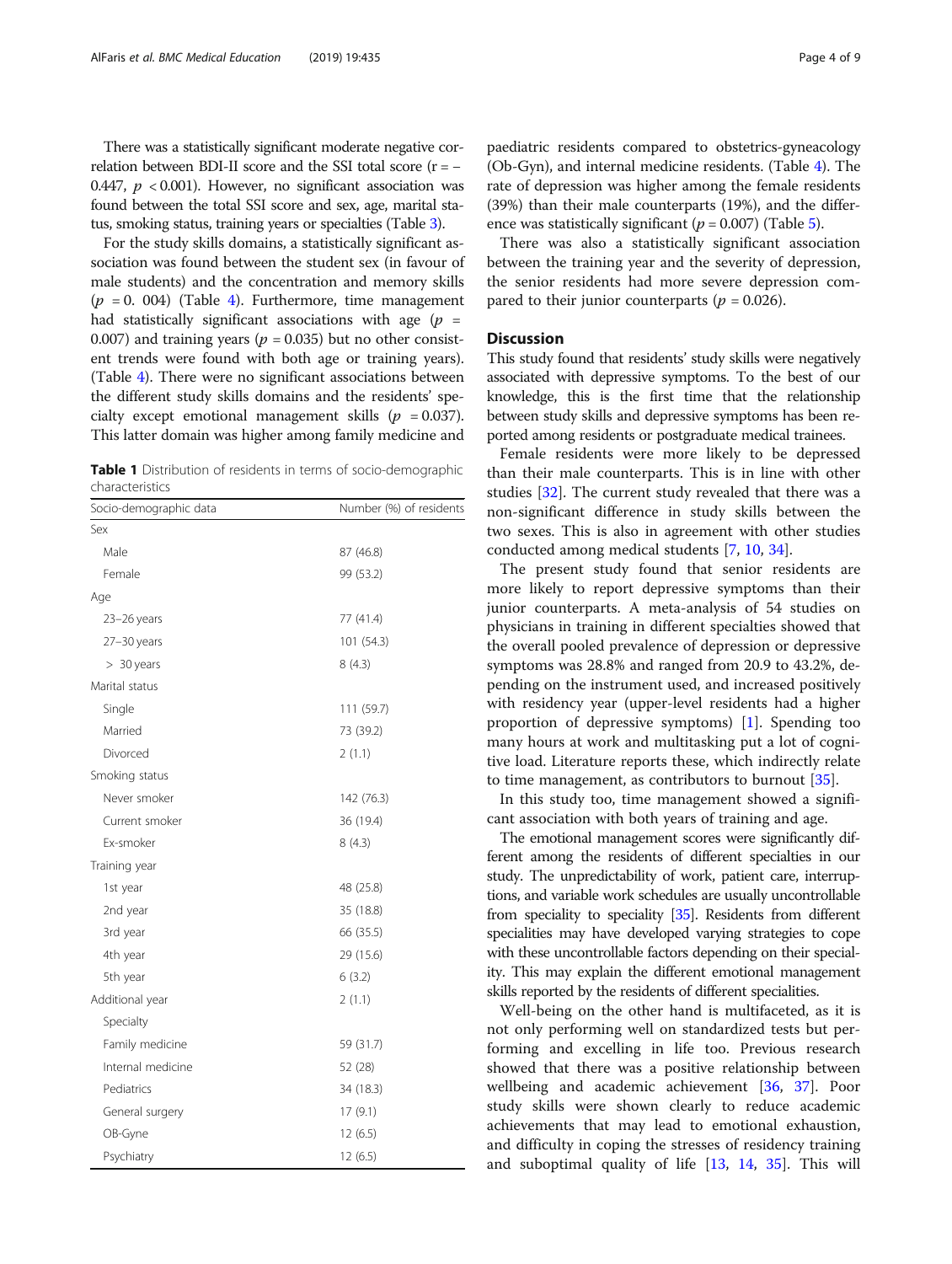There was a statistically significant moderate negative correlation between BDI-II score and the SSI total score ($r = -0.447$, $p < 0.001$). However, no significant association was found between the total SSI score and sex, age, marital status, smoking status, training years or specialties (Table 3).

For the study skills domains, a statistically significant association was found between the student sex (in favour of male students) and the concentration and memory skills ($p = 0.004$) (Table 4). Furthermore, time management had statistically significant associations with age ($p = 0.007$) and training years ($p = 0.035$) but no other consistent trends were found with both age or training years). (Table 4). There were no significant associations between the different study skills domains and the residents' specialty except emotional management skills ($p = 0.037$). This latter domain was higher among family medicine and paediatric residents compared to obstetrics-gyneacology (Ob-Gyn), and internal medicine residents. (Table 4). The rate of depression was higher among the female residents (39%) than their male counterparts (19%), and the difference was statistically significant ($p = 0.007$) (Table 5).

There was also a statistically significant association between the training year and the severity of depression, the senior residents had more severe depression compared to their junior counterparts ($p = 0.026$).

**Table 1** Distribution of residents in terms of socio-demographic characteristics

| Socio-demographic data | Number (%) of residents |
|---|---|
| Sex | |
| Male | 87 (46.8) |
| Female | 99 (53.2) |
| Age | |
| 23–26 years | 77 (41.4) |
| 27–30 years | 101 (54.3) |
| > 30 years | 8 (4.3) |
| Marital status | |
| Single | 111 (59.7) |
| Married | 73 (39.2) |
| Divorced | 2 (1.1) |
| Smoking status | |
| Never smoker | 142 (76.3) |
| Current smoker | 36 (19.4) |
| Ex-smoker | 8 (4.3) |
| Training year | |
| 1st year | 48 (25.8) |
| 2nd year | 35 (18.8) |
| 3rd year | 66 (35.5) |
| 4th year | 29 (15.6) |
| 5th year | 6 (3.2) |
| Additional year | 2 (1.1) |
| Specialty | |
| Family medicine | 59 (31.7) |
| Internal medicine | 52 (28) |
| Pediatrics | 34 (18.3) |
| General surgery | 17 (9.1) |
| OB-Gyne | 12 (6.5) |
| Psychiatry | 12 (6.5) |

## Discussion

This study found that residents' study skills were negatively associated with depressive symptoms. To the best of our knowledge, this is the first time that the relationship between study skills and depressive symptoms has been reported among residents or postgraduate medical trainees.

Female residents were more likely to be depressed than their male counterparts. This is in line with other studies [32]. The current study revealed that there was a non-significant difference in study skills between the two sexes. This is also in agreement with other studies conducted among medical students [7, 10, 34].

The present study found that senior residents are more likely to report depressive symptoms than their junior counterparts. A meta-analysis of 54 studies on physicians in training in different specialties showed that the overall pooled prevalence of depression or depressive symptoms was 28.8% and ranged from 20.9 to 43.2%, depending on the instrument used, and increased positively with residency year (upper-level residents had a higher proportion of depressive symptoms) [1]. Spending too many hours at work and multitasking put a lot of cognitive load. Literature reports these, which indirectly relate to time management, as contributors to burnout [35].

In this study too, time management showed a significant association with both years of training and age.

The emotional management scores were significantly different among the residents of different specialties in our study. The unpredictability of work, patient care, interruptions, and variable work schedules are usually uncontrollable from speciality to speciality [35]. Residents from different specialities may have developed varying strategies to cope with these uncontrollable factors depending on their speciality. This may explain the different emotional management skills reported by the residents of different specialities.

Well-being on the other hand is multifaceted, as it is not only performing well on standardized tests but performing and excelling in life too. Previous research showed that there was a positive relationship between wellbeing and academic achievement [36, 37]. Poor study skills were shown clearly to reduce academic achievements that may lead to emotional exhaustion, and difficulty in coping the stresses of residency training and suboptimal quality of life [13, 14, 35]. This will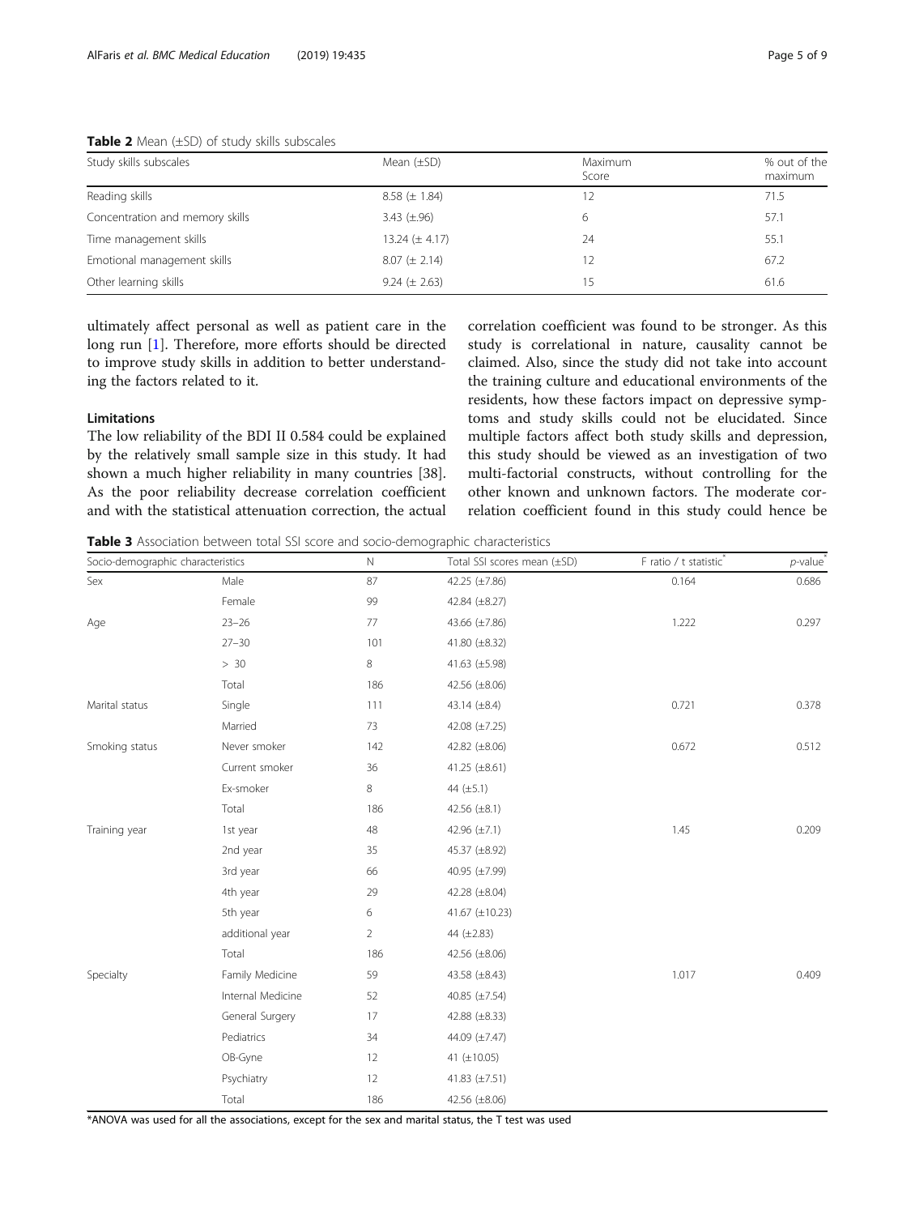**Table 2** Mean (±SD) of study skills subscales

| Study skills subscales | Mean (±SD) | Maximum Score | % out of the maximum |
|---|---|---|---|
| Reading skills | 8.58 (± 1.84) | 12 | 71.5 |
| Concentration and memory skills | 3.43 (±.96) | 6 | 57.1 |
| Time management skills | 13.24 (± 4.17) | 24 | 55.1 |
| Emotional management skills | 8.07 (± 2.14) | 12 | 67.2 |
| Other learning skills | 9.24 (± 2.63) | 15 | 61.6 |

ultimately affect personal as well as patient care in the long run [1]. Therefore, more efforts should be directed to improve study skills in addition to better understanding the factors related to it.

## Limitations

The low reliability of the BDI II 0.584 could be explained by the relatively small sample size in this study. It had shown a much higher reliability in many countries [38]. As the poor reliability decrease correlation coefficient and with the statistical attenuation correction, the actual correlation coefficient was found to be stronger. As this study is correlational in nature, causality cannot be claimed. Also, since the study did not take into account the training culture and educational environments of the residents, how these factors impact on depressive symptoms and study skills could not be elucidated. Since multiple factors affect both study skills and depression, this study should be viewed as an investigation of two multi-factorial constructs, without controlling for the other known and unknown factors. The moderate correlation coefficient found in this study could hence be

**Table 3** Association between total SSI score and socio-demographic characteristics

| Socio-demographic characteristics | | N | Total SSI scores mean (±SD) | F ratio / t statistic* | *p*-value* |
|---|---|---|---|---|---|
| Sex | Male | 87 | 42.25 (±7.86) | 0.164 | 0.686 |
| | Female | 99 | 42.84 (±8.27) | | |
| Age | 23–26 | 77 | 43.66 (±7.86) | 1.222 | 0.297 |
| | 27–30 | 101 | 41.80 (±8.32) | | |
| | > 30 | 8 | 41.63 (±5.98) | | |
| | Total | 186 | 42.56 (±8.06) | | |
| Marital status | Single | 111 | 43.14 (±8.4) | 0.721 | 0.378 |
| | Married | 73 | 42.08 (±7.25) | | |
| Smoking status | Never smoker | 142 | 42.82 (±8.06) | 0.672 | 0.512 |
| | Current smoker | 36 | 41.25 (±8.61) | | |
| | Ex-smoker | 8 | 44 (±5.1) | | |
| | Total | 186 | 42.56 (±8.1) | | |
| Training year | 1st year | 48 | 42.96 (±7.1) | 1.45 | 0.209 |
| | 2nd year | 35 | 45.37 (±8.92) | | |
| | 3rd year | 66 | 40.95 (±7.99) | | |
| | 4th year | 29 | 42.28 (±8.04) | | |
| | 5th year | 6 | 41.67 (±10.23) | | |
| | additional year | 2 | 44 (±2.83) | | |
| | Total | 186 | 42.56 (±8.06) | | |
| Specialty | Family Medicine | 59 | 43.58 (±8.43) | 1.017 | 0.409 |
| | Internal Medicine | 52 | 40.85 (±7.54) | | |
| | General Surgery | 17 | 42.88 (±8.33) | | |
| | Pediatrics | 34 | 44.09 (±7.47) | | |
| | OB-Gyne | 12 | 41 (±10.05) | | |
| | Psychiatry | 12 | 41.83 (±7.51) | | |
| | Total | 186 | 42.56 (±8.06) | | |

*ANOVA was used for all the associations, except for the sex and marital status, the T test was used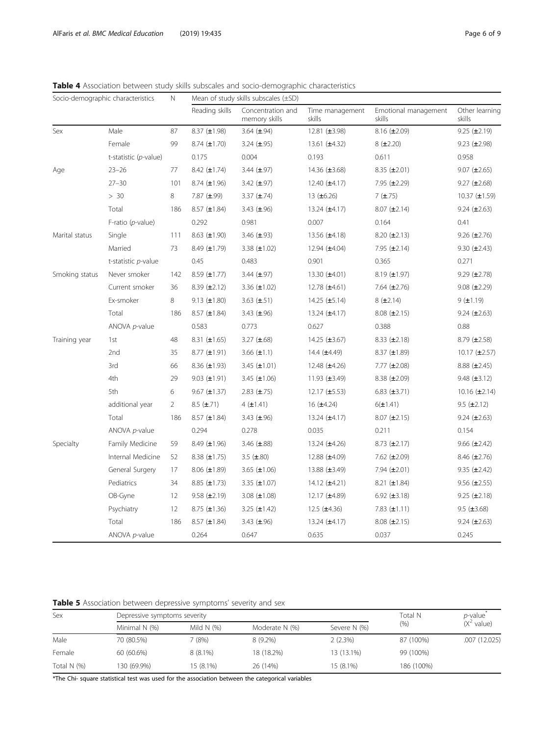**Table 4** Association between study skills subscales and socio-demographic characteristics

| Socio-demographic characteristics | | N | Mean of study skills subscales (±SD) | | | | |
|---|---|---|---|---|---|---|---|
| | | | Reading skills | Concentration and memory skills | Time management skills | Emotional management skills | Other learning skills |
| Sex | Male | 87 | 8.37 (±1.98) | 3.64 (±.94) | 12.81 (±3.98) | 8.16 (±2.09) | 9.25 (±2.19) |
| | Female | 99 | 8.74 (±1.70) | 3.24 (±.95) | 13.61 (±4.32) | 8 (±2.20) | 9.23 (±2.98) |
| | t-statistic (*p*-value) | | 0.175 | 0.004 | 0.193 | 0.611 | 0.958 |
| Age | 23–26 | 77 | 8.42 (±1.74) | 3.44 (±.97) | 14.36 (±3.68) | 8.35 (±2.01) | 9.07 (±2.65) |
| | 27–30 | 101 | 8.74 (±1.96) | 3.42 (±.97) | 12.40 (±4.17) | 7.95 (±2.29) | 9.27 (±2.68) |
| | > 30 | 8 | 7.87 (±.99) | 3.37 (±.74) | 13 (±6.26) | 7 (±.75) | 10.37 (±1.59) |
| | Total | 186 | 8.57 (±1.84) | 3.43 (±.96) | 13.24 (±4.17) | 8.07 (±2.14) | 9.24 (±2.63) |
| | F-ratio (*p*-value) | | 0.292 | 0.981 | 0.007 | 0.164 | 0.41 |
| Marital status | Single | 111 | 8.63 (±1.90) | 3.46 (±.93) | 13.56 (±4.18) | 8.20 (±2.13) | 9.26 (±2.76) |
| | Married | 73 | 8.49 (±1.79) | 3.38 (±1.02) | 12.94 (±4.04) | 7.95 (±2.14) | 9.30 (±2.43) |
| | t-statistic *p*-value | | 0.45 | 0.483 | 0.901 | 0.365 | 0.271 |
| Smoking status | Never smoker | 142 | 8.59 (±1.77) | 3.44 (±.97) | 13.30 (±4.01) | 8.19 (±1.97) | 9.29 (±2.78) |
| | Current smoker | 36 | 8.39 (±2.12) | 3.36 (±1.02) | 12.78 (±4.61) | 7.64 (±2.76) | 9.08 (±2.29) |
| | Ex-smoker | 8 | 9.13 (±1.80) | 3.63 (±.51) | 14.25 (±5.14) | 8 (±2.14) | 9 (±1.19) |
| | Total | 186 | 8.57 (±1.84) | 3.43 (±.96) | 13.24 (±4.17) | 8.08 (±2.15) | 9.24 (±2.63) |
| | ANOVA *p*-value | | 0.583 | 0.773 | 0.627 | 0.388 | 0.88 |
| Training year | 1st | 48 | 8.31 (±1.65) | 3.27 (±.68) | 14.25 (±3.67) | 8.33 (±2.18) | 8.79 (±2.58) |
| | 2nd | 35 | 8.77 (±1.91) | 3.66 (±1.1) | 14.4 (±4.49) | 8.37 (±1.89) | 10.17 (±2.57) |
| | 3rd | 66 | 8.36 (±1.93) | 3.45 (±1.01) | 12.48 (±4.26) | 7.77 (±2.08) | 8.88 (±2.45) |
| | 4th | 29 | 9.03 (±1.91) | 3.45 (±1.06) | 11.93 (±3.49) | 8.38 (±2.09) | 9.48 (±3.12) |
| | 5th | 6 | 9.67 (±1.37) | 2.83 (±.75) | 12.17 (±5.53) | 6.83 (±3.71) | 10.16 (±2.14) |
| | additional year | 2 | 8.5 (±.71) | 4 (±1.41) | 16 (±4.24) | 6(±1.41) | 9.5 (±2.12) |
| | Total | 186 | 8.57 (±1.84) | 3.43 (±.96) | 13.24 (±4.17) | 8.07 (±2.15) | 9.24 (±2.63) |
| | ANOVA *p*-value | | 0.294 | 0.278 | 0.035 | 0.211 | 0.154 |
| Specialty | Family Medicine | 59 | 8.49 (±1.96) | 3.46 (±.88) | 13.24 (±4.26) | 8.73 (±2.17) | 9.66 (±2.42) |
| | Internal Medicine | 52 | 8.38 (±1.75) | 3.5 (±.80) | 12.88 (±4.09) | 7.62 (±2.09) | 8.46 (±2.76) |
| | General Surgery | 17 | 8.06 (±1.89) | 3.65 (±1.06) | 13.88 (±3.49) | 7.94 (±2.01) | 9.35 (±2.42) |
| | Pediatrics | 34 | 8.85 (±1.73) | 3.35 (±1.07) | 14.12 (±4.21) | 8.21 (±1.84) | 9.56 (±2.55) |
| | OB-Gyne | 12 | 9.58 (±2.19) | 3.08 (±1.08) | 12.17 (±4.89) | 6.92 (±3.18) | 9.25 (±2.18) |
| | Psychiatry | 12 | 8.75 (±1.36) | 3.25 (±1.42) | 12.5 (±4.36) | 7.83 (±1.11) | 9.5 (±3.68) |
| | Total | 186 | 8.57 (±1.84) | 3.43 (±.96) | 13.24 (±4.17) | 8.08 (±2.15) | 9.24 (±2.63) |
| | ANOVA *p*-value | | 0.264 | 0.647 | 0.635 | 0.037 | 0.245 |

**Table 5** Association between depressive symptoms' severity and sex

| Sex | Depressive symptoms severity | | | | Total N (%) | *p*-value* ($X^2$ value) |
|---|---|---|---|---|---|---|
| | Minimal N (%) | Mild N (%) | Moderate N (%) | Severe N (%) | | |
| Male | 70 (80.5%) | 7 (8%) | 8 (9.2%) | 2 (2.3%) | 87 (100%) | .007 (12.025) |
| Female | 60 (60.6%) | 8 (8.1%) | 18 (18.2%) | 13 (13.1%) | 99 (100%) | |
| Total N (%) | 130 (69.9%) | 15 (8.1%) | 26 (14%) | 15 (8.1%) | 186 (100%) | |

*The Chi- square statistical test was used for the association between the categorical variables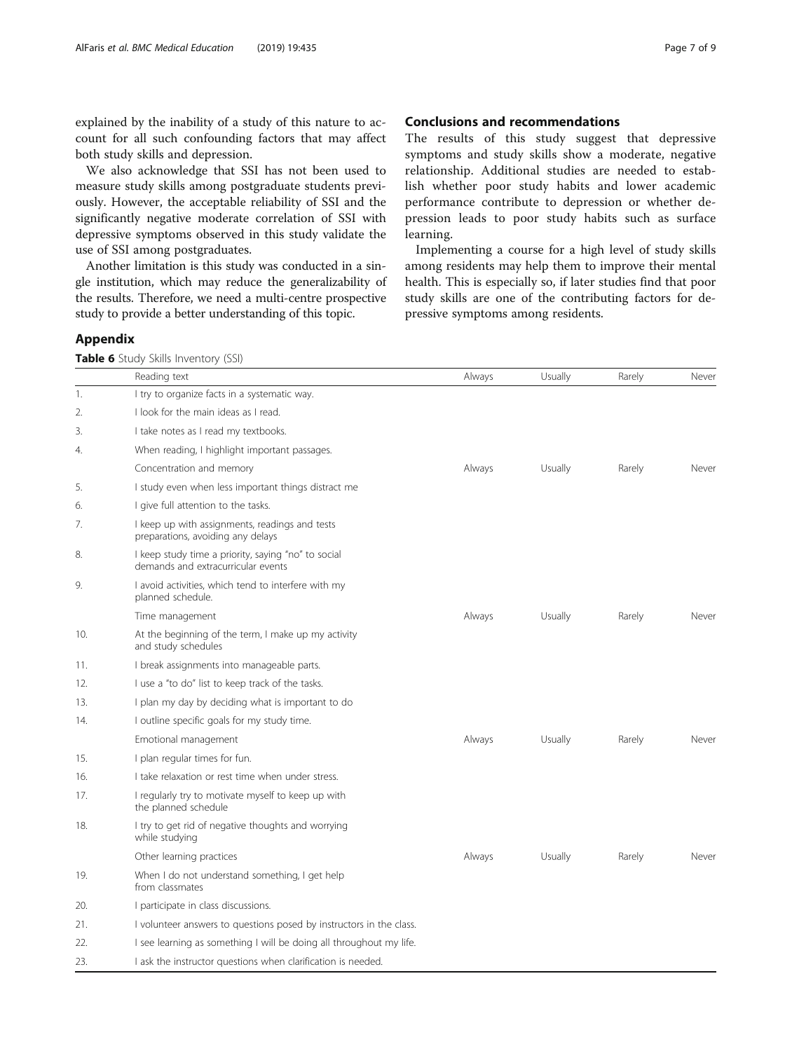explained by the inability of a study of this nature to account for all such confounding factors that may affect both study skills and depression.

We also acknowledge that SSI has not been used to measure study skills among postgraduate students previously. However, the acceptable reliability of SSI and the significantly negative moderate correlation of SSI with depressive symptoms observed in this study validate the use of SSI among postgraduates.

Another limitation is this study was conducted in a single institution, which may reduce the generalizability of the results. Therefore, we need a multi-centre prospective study to provide a better understanding of this topic.

## Conclusions and recommendations

The results of this study suggest that depressive symptoms and study skills show a moderate, negative relationship. Additional studies are needed to establish whether poor study habits and lower academic performance contribute to depression or whether depression leads to poor study habits such as surface learning.

Implementing a course for a high level of study skills among residents may help them to improve their mental health. This is especially so, if later studies find that poor study skills are one of the contributing factors for depressive symptoms among residents.

## Appendix

**Table 6** Study Skills Inventory (SSI)

| | Reading text | Always | Usually | Rarely | Never |
|---|---|---|---|---|---|
| 1. | I try to organize facts in a systematic way. | | | | |
| 2. | I look for the main ideas as I read. | | | | |
| 3. | I take notes as I read my textbooks. | | | | |
| 4. | When reading, I highlight important passages. | | | | |
| | Concentration and memory | Always | Usually | Rarely | Never |
| 5. | I study even when less important things distract me | | | | |
| 6. | I give full attention to the tasks. | | | | |
| 7. | I keep up with assignments, readings and tests preparations, avoiding any delays | | | | |
| 8. | I keep study time a priority, saying "no" to social demands and extracurricular events | | | | |
| 9. | I avoid activities, which tend to interfere with my planned schedule. | | | | |
| | Time management | Always | Usually | Rarely | Never |
| 10. | At the beginning of the term, I make up my activity and study schedules | | | | |
| 11. | I break assignments into manageable parts. | | | | |
| 12. | I use a "to do" list to keep track of the tasks. | | | | |
| 13. | I plan my day by deciding what is important to do | | | | |
| 14. | I outline specific goals for my study time. | | | | |
| | Emotional management | Always | Usually | Rarely | Never |
| 15. | I plan regular times for fun. | | | | |
| 16. | I take relaxation or rest time when under stress. | | | | |
| 17. | I regularly try to motivate myself to keep up with the planned schedule | | | | |
| 18. | I try to get rid of negative thoughts and worrying while studying | | | | |
| | Other learning practices | Always | Usually | Rarely | Never |
| 19. | When I do not understand something, I get help from classmates | | | | |
| 20. | I participate in class discussions. | | | | |
| 21. | I volunteer answers to questions posed by instructors in the class. | | | | |
| 22. | I see learning as something I will be doing all throughout my life. | | | | |
| 23. | I ask the instructor questions when clarification is needed. | | | | |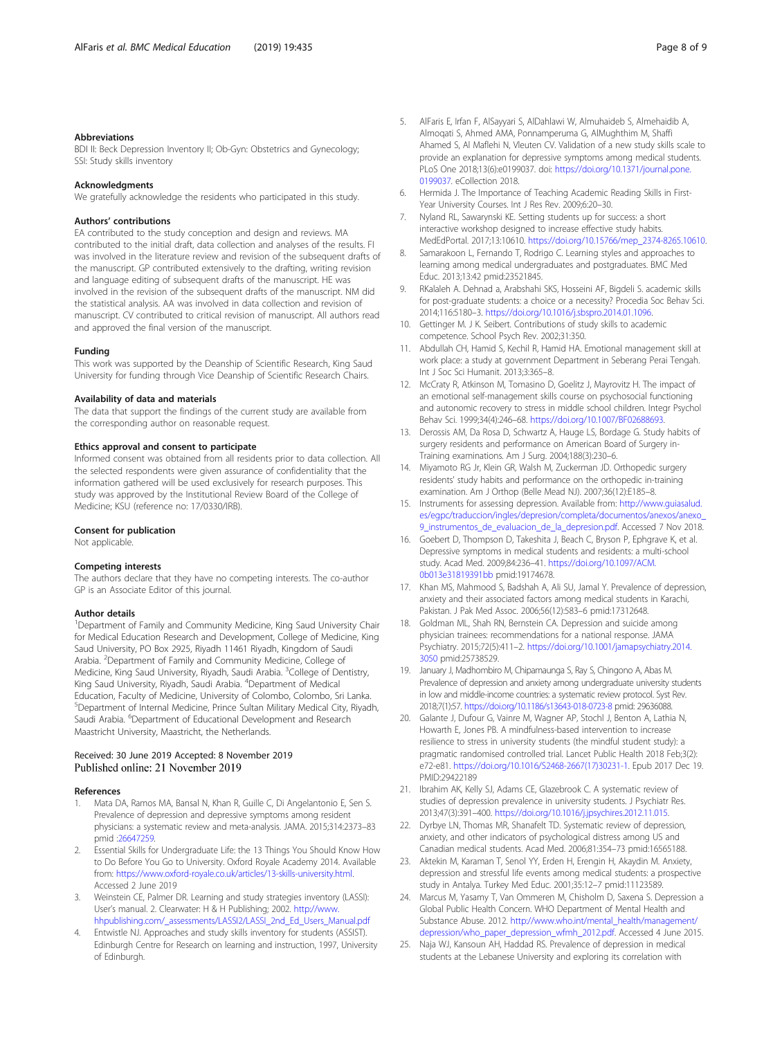## Abbreviations

BDI II: Beck Depression Inventory II; Ob-Gyn: Obstetrics and Gynecology; SSI: Study skills inventory

## Acknowledgments

We gratefully acknowledge the residents who participated in this study.

## Authors' contributions

EA contributed to the study conception and design and reviews. MA contributed to the initial draft, data collection and analyses of the results. FI was involved in the literature review and revision of the subsequent drafts of the manuscript. GP contributed extensively to the drafting, writing revision and language editing of subsequent drafts of the manuscript. HE was involved in the revision of the subsequent drafts of the manuscript. NM did the statistical analysis. AA was involved in data collection and revision of manuscript. CV contributed to critical revision of manuscript. All authors read and approved the final version of the manuscript.

## Funding

This work was supported by the Deanship of Scientific Research, King Saud University for funding through Vice Deanship of Scientific Research Chairs.

## Availability of data and materials

The data that support the findings of the current study are available from the corresponding author on reasonable request.

## Ethics approval and consent to participate

Informed consent was obtained from all residents prior to data collection. All the selected respondents were given assurance of confidentiality that the information gathered will be used exclusively for research purposes. This study was approved by the Institutional Review Board of the College of Medicine; KSU (reference no: 17/0330/IRB).

## Consent for publication

Not applicable.

## Competing interests

The authors declare that they have no competing interests. The co-author GP is an Associate Editor of this journal.

## Author details

[1]Department of Family and Community Medicine, King Saud University Chair for Medical Education Research and Development, College of Medicine, King Saud University, PO Box 2925, Riyadh 11461 Riyadh, Kingdom of Saudi Arabia. [2]Department of Family and Community Medicine, College of Medicine, King Saud University, Riyadh, Saudi Arabia. [3]College of Dentistry, King Saud University, Riyadh, Saudi Arabia. [4]Department of Medical Education, Faculty of Medicine, University of Colombo, Colombo, Sri Lanka. [5]Department of Internal Medicine, Prince Sultan Military Medical City, Riyadh, Saudi Arabia. [6]Department of Educational Development and Research Maastricht University, Maastricht, the Netherlands.

Received: 30 June 2019 Accepted: 8 November 2019
Published online: 21 November 2019

## References

1. Mata DA, Ramos MA, Bansal N, Khan R, Guille C, Di Angelantonio E, Sen S. Prevalence of depression and depressive symptoms among resident physicians: a systematic review and meta-analysis. JAMA. 2015;314:2373–83 pmid :26647259.
2. Essential Skills for Undergraduate Life: the 13 Things You Should Know How to Do Before You Go to University. Oxford Royale Academy 2014. Available from: https://www.oxford-royale.co.uk/articles/13-skills-university.html. Accessed 2 June 2019
3. Weinstein CE, Palmer DR. Learning and study strategies inventory (LASSI): User's manual. 2. Clearwater: H & H Publishing; 2002. http://www.hhpublishing.com/_assessments/LASSI2/LASSI_2nd_Ed_Users_Manual.pdf
4. Entwistle NJ. Approaches and study skills inventory for students (ASSIST). Edinburgh Centre for Research on learning and instruction, 1997, University of Edinburgh.
5. AlFaris E, Irfan F, AlSayyari S, AlDahlawi W, Almuhaideb S, Almehaidib A, Almoqati S, Ahmed AMA, Ponnamperuma G, AlMughthim M, Shaffi Ahamed S, Al Maflehi N, Vleuten CV. Validation of a new study skills scale to provide an explanation for depressive symptoms among medical students. PLoS One 2018;13(6):e0199037. doi: https://doi.org/10.1371/journal.pone.0199037. eCollection 2018.
6. Hermida J. The Importance of Teaching Academic Reading Skills in First-Year University Courses. Int J Res Rev. 2009;6:20–30.
7. Nyland RL, Sawarynski KE. Setting students up for success: a short interactive workshop designed to increase effective study habits. MedEdPortal. 2017;13:10610. https://doi.org/10.15766/mep_2374-8265.10610.
8. Samarakoon L, Fernando T, Rodrigo C. Learning styles and approaches to learning among medical undergraduates and postgraduates. BMC Med Educ. 2013;13:42 pmid:23521845.
9. RKalaleh A. Dehnad a, Arabshahi SKS, Hosseini AF, Bigdeli S. academic skills for post-graduate students: a choice or a necessity? Procedia Soc Behav Sci. 2014;116:5180–3. https://doi.org/10.1016/j.sbspro.2014.01.1096.
10. Gettinger M. J K. Seibert. Contributions of study skills to academic competence. School Psych Rev. 2002;31:350.
11. Abdullah CH, Hamid S, Kechil R, Hamid HA. Emotional management skill at work place: a study at government Department in Seberang Perai Tengah. Int J Soc Sci Humanit. 2013;3:365–8.
12. McCraty R, Atkinson M, Tomasino D, Goelitz J, Mayrovitz H. The impact of an emotional self-management skills course on psychosocial functioning and autonomic recovery to stress in middle school children. Integr Psychol Behav Sci. 1999;34(4):246–68. https://doi.org/10.1007/BF02688693.
13. Derossis AM, Da Rosa D, Schwartz A, Hauge LS, Bordage G. Study habits of surgery residents and performance on American Board of Surgery in-Training examinations. Am J Surg. 2004;188(3):230–6.
14. Miyamoto RG Jr, Klein GR, Walsh M, Zuckerman JD. Orthopedic surgery residents' study habits and performance on the orthopedic in-training examination. Am J Orthop (Belle Mead NJ). 2007;36(12):E185–8.
15. Instruments for assessing depression. Available from: http://www.guiasalud.es/egpc/traduccion/ingles/depresion/completa/documentos/anexos/anexo_9_instrumentos_de_evaluacion_de_la_depresion.pdf. Accessed 7 Nov 2018.
16. Goebert D, Thompson D, Takeshita J, Beach C, Bryson P, Ephgrave K, et al. Depressive symptoms in medical students and residents: a multi-school study. Acad Med. 2009;84:236–41. https://doi.org/10.1097/ACM.0b013e31819391bb pmid:19174678.
17. Khan MS, Mahmood S, Badshah A, Ali SU, Jamal Y. Prevalence of depression, anxiety and their associated factors among medical students in Karachi, Pakistan. J Pak Med Assoc. 2006;56(12):583–6 pmid:17312648.
18. Goldman ML, Shah RN, Bernstein CA. Depression and suicide among physician trainees: recommendations for a national response. JAMA Psychiatry. 2015;72(5):411–2. https://doi.org/10.1001/jamapsychiatry.2014.3050 pmid:25738529.
19. January J, Madhombiro M, Chipamaunga S, Ray S, Chingono A, Abas M. Prevalence of depression and anxiety among undergraduate university students in low and middle-income countries: a systematic review protocol. Syst Rev. 2018;7(1):57. https://doi.org/10.1186/s13643-018-0723-8 pmid: 29636088.
20. Galante J, Dufour G, Vainre M, Wagner AP, Stochl J, Benton A, Lathia N, Howarth E, Jones PB. A mindfulness-based intervention to increase resilience to stress in university students (the mindful student study): a pragmatic randomised controlled trial. Lancet Public Health 2018 Feb;3(2):e72-e81. https://doi.org/10.1016/S2468-2667(17)30231-1. Epub 2017 Dec 19. PMID:29422189
21. Ibrahim AK, Kelly SJ, Adams CE, Glazebrook C. A systematic review of studies of depression prevalence in university students. J Psychiatr Res. 2013;47(3):391–400. https://doi.org/10.1016/j.jpsychires.2012.11.015.
22. Dyrbye LN, Thomas MR, Shanafelt TD. Systematic review of depression, anxiety, and other indicators of psychological distress among US and Canadian medical students. Acad Med. 2006;81:354–73 pmid:16565188.
23. Aktekin M, Karaman T, Senol YY, Erden H, Erengin H, Akaydin M. Anxiety, depression and stressful life events among medical students: a prospective study in Antalya. Turkey Med Educ. 2001;35:12–7 pmid:11123589.
24. Marcus M, Yasamy T, Van Ommeren M, Chisholm D, Saxena S. Depression a Global Public Health Concern. WHO Department of Mental Health and Substance Abuse. 2012. http://www.who.int/mental_health/management/depression/who_paper_depression_wfmh_2012.pdf. Accessed 4 June 2015.
25. Naja WJ, Kansoun AH, Haddad RS. Prevalence of depression in medical students at the Lebanese University and exploring its correlation with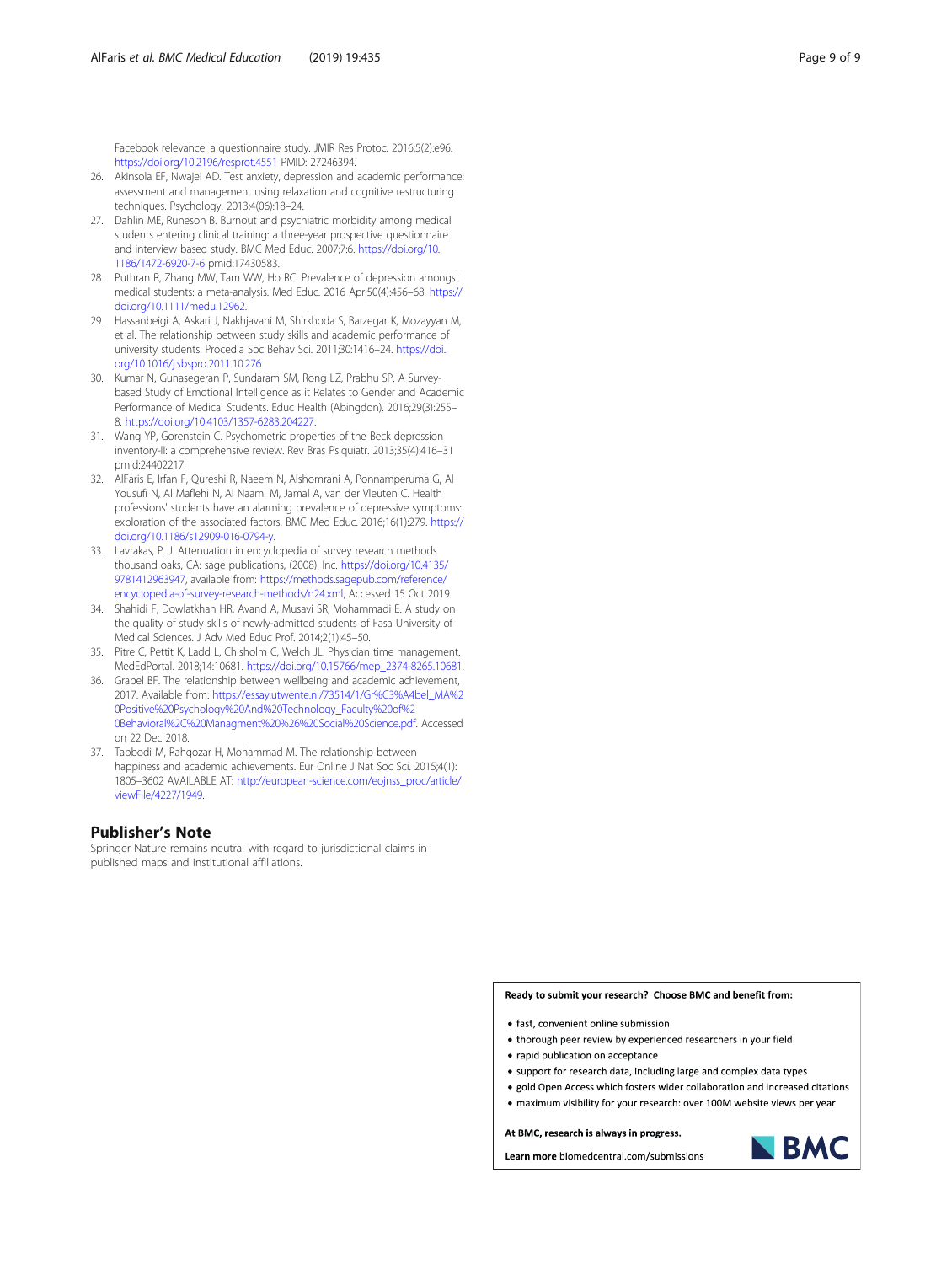Facebook relevance: a questionnaire study. JMIR Res Protoc. 2016;5(2):e96. https://doi.org/10.2196/resprot.4551 PMID: 27246394.

26. Akinsola EF, Nwajei AD. Test anxiety, depression and academic performance: assessment and management using relaxation and cognitive restructuring techniques. Psychology. 2013;4(06):18–24.
27. Dahlin ME, Runeson B. Burnout and psychiatric morbidity among medical students entering clinical training: a three-year prospective questionnaire and interview based study. BMC Med Educ. 2007;7:6. https://doi.org/10.1186/1472-6920-7-6 pmid:17430583.
28. Puthran R, Zhang MW, Tam WW, Ho RC. Prevalence of depression amongst medical students: a meta-analysis. Med Educ. 2016 Apr;50(4):456–68. https://doi.org/10.1111/medu.12962.
29. Hassanbeigi A, Askari J, Nakhjavani M, Shirkhoda S, Barzegar K, Mozayyan M, et al. The relationship between study skills and academic performance of university students. Procedia Soc Behav Sci. 2011;30:1416–24. https://doi.org/10.1016/j.sbspro.2011.10.276.
30. Kumar N, Gunasegeran P, Sundaram SM, Rong LZ, Prabhu SP. A Survey-based Study of Emotional Intelligence as it Relates to Gender and Academic Performance of Medical Students. Educ Health (Abingdon). 2016;29(3):255–8. https://doi.org/10.4103/1357-6283.204227.
31. Wang YP, Gorenstein C. Psychometric properties of the Beck depression inventory-II: a comprehensive review. Rev Bras Psiquiatr. 2013;35(4):416–31 pmid:24402217.
32. AlFaris E, Irfan F, Qureshi R, Naeem N, Alshomrani A, Ponnamperuma G, Al Yousufi N, Al Maflehi N, Al Naami M, Jamal A, van der Vleuten C. Health professions' students have an alarming prevalence of depressive symptoms: exploration of the associated factors. BMC Med Educ. 2016;16(1):279. https://doi.org/10.1186/s12909-016-0794-y.
33. Lavrakas, P. J. Attenuation in encyclopedia of survey research methods thousand oaks, CA: sage publications, (2008). Inc. https://doi.org/10.4135/9781412963947, available from: https://methods.sagepub.com/reference/encyclopedia-of-survey-research-methods/n24.xml, Accessed 15 Oct 2019.
34. Shahidi F, Dowlatkhah HR, Avand A, Musavi SR, Mohammadi E. A study on the quality of study skills of newly-admitted students of Fasa University of Medical Sciences. J Adv Med Educ Prof. 2014;2(1):45–50.
35. Pitre C, Pettit K, Ladd L, Chisholm C, Welch JL. Physician time management. MedEdPortal. 2018;14:10681. https://doi.org/10.15766/mep_2374-8265.10681.
36. Grabel BF. The relationship between wellbeing and academic achievement, 2017. Available from: https://essay.utwente.nl/73514/1/Gr%C3%A4bel_MA%20Positive%20Psychology%20And%20Technology_Faculty%20of%20Behavioral%2C%20Managment%20%26%20Social%20Science.pdf. Accessed on 22 Dec 2018.
37. Tabbodi M, Rahgozar H, Mohammad M. The relationship between happiness and academic achievements. Eur Online J Nat Soc Sci. 2015;4(1):1805–3602 AVAILABLE AT: http://european-science.com/eojnss_proc/article/viewFile/4227/1949.

## Publisher's Note

Springer Nature remains neutral with regard to jurisdictional claims in published maps and institutional affiliations.

**Ready to submit your research? Choose BMC and benefit from:**

- fast, convenient online submission
- thorough peer review by experienced researchers in your field
- rapid publication on acceptance
- support for research data, including large and complex data types
- gold Open Access which fosters wider collaboration and increased citations
- maximum visibility for your research: over 100M website views per year

**At BMC, research is always in progress.**

**Learn more** biomedcentral.com/submissions

BMC